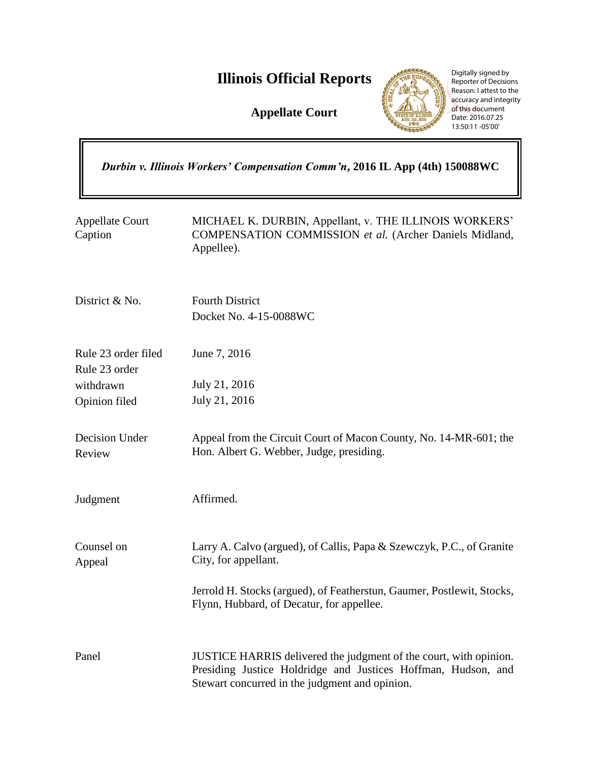# Illinois Official Reports

**Appellate Court**

Digitally signed by Reporter of Decisions
Reason: I attest to the accuracy and integrity of this document
Date: 2016.07.25 13:50:11 -05'00'

***Durbin v. Illinois Workers' Compensation Comm'n*, 2016 IL App (4th) 150088WC**

| | |
|---|---|
| Appellate Court Caption | MICHAEL K. DURBIN, Appellant, v. THE ILLINOIS WORKERS' COMPENSATION COMMISSION *et al.* (Archer Daniels Midland, Appellee). |
| District & No. | Fourth District<br>Docket No. 4-15-0088WC |
| Rule 23 order filed<br>Rule 23 order withdrawn<br>Opinion filed | June 7, 2016<br><br>July 21, 2016<br>July 21, 2016 |
| Decision Under Review | Appeal from the Circuit Court of Macon County, No. 14-MR-601; the Hon. Albert G. Webber, Judge, presiding. |
| Judgment | Affirmed. |
| Counsel on Appeal | Larry A. Calvo (argued), of Callis, Papa & Szewczyk, P.C., of Granite City, for appellant.<br><br>Jerrold H. Stocks (argued), of Featherstun, Gaumer, Postlewit, Stocks, Flynn, Hubbard, of Decatur, for appellee. |
| Panel | JUSTICE HARRIS delivered the judgment of the court, with opinion.<br>Presiding Justice Holdridge and Justices Hoffman, Hudson, and Stewart concurred in the judgment and opinion. |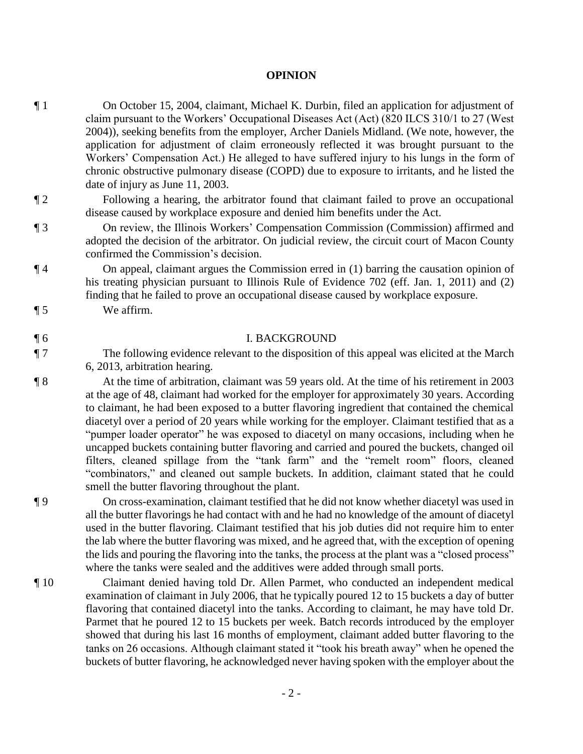**OPINION**

¶ 1 On October 15, 2004, claimant, Michael K. Durbin, filed an application for adjustment of claim pursuant to the Workers' Occupational Diseases Act (Act) (820 ILCS 310/1 to 27 (West 2004)), seeking benefits from the employer, Archer Daniels Midland. (We note, however, the application for adjustment of claim erroneously reflected it was brought pursuant to the Workers' Compensation Act.) He alleged to have suffered injury to his lungs in the form of chronic obstructive pulmonary disease (COPD) due to exposure to irritants, and he listed the date of injury as June 11, 2003.

¶ 2 Following a hearing, the arbitrator found that claimant failed to prove an occupational disease caused by workplace exposure and denied him benefits under the Act.

¶ 3 On review, the Illinois Workers' Compensation Commission (Commission) affirmed and adopted the decision of the arbitrator. On judicial review, the circuit court of Macon County confirmed the Commission's decision.

¶ 4 On appeal, claimant argues the Commission erred in (1) barring the causation opinion of his treating physician pursuant to Illinois Rule of Evidence 702 (eff. Jan. 1, 2011) and (2) finding that he failed to prove an occupational disease caused by workplace exposure.

¶ 5 We affirm.

¶ 6 I. BACKGROUND

¶ 7 The following evidence relevant to the disposition of this appeal was elicited at the March 6, 2013, arbitration hearing.

¶ 8 At the time of arbitration, claimant was 59 years old. At the time of his retirement in 2003 at the age of 48, claimant had worked for the employer for approximately 30 years. According to claimant, he had been exposed to a butter flavoring ingredient that contained the chemical diacetyl over a period of 20 years while working for the employer. Claimant testified that as a "pumper loader operator" he was exposed to diacetyl on many occasions, including when he uncapped buckets containing butter flavoring and carried and poured the buckets, changed oil filters, cleaned spillage from the "tank farm" and the "remelt room" floors, cleaned "combinators," and cleaned out sample buckets. In addition, claimant stated that he could smell the butter flavoring throughout the plant.

¶ 9 On cross-examination, claimant testified that he did not know whether diacetyl was used in all the butter flavorings he had contact with and he had no knowledge of the amount of diacetyl used in the butter flavoring. Claimant testified that his job duties did not require him to enter the lab where the butter flavoring was mixed, and he agreed that, with the exception of opening the lids and pouring the flavoring into the tanks, the process at the plant was a "closed process" where the tanks were sealed and the additives were added through small ports.

¶ 10 Claimant denied having told Dr. Allen Parmet, who conducted an independent medical examination of claimant in July 2006, that he typically poured 12 to 15 buckets a day of butter flavoring that contained diacetyl into the tanks. According to claimant, he may have told Dr. Parmet that he poured 12 to 15 buckets per week. Batch records introduced by the employer showed that during his last 16 months of employment, claimant added butter flavoring to the tanks on 26 occasions. Although claimant stated it "took his breath away" when he opened the buckets of butter flavoring, he acknowledged never having spoken with the employer about the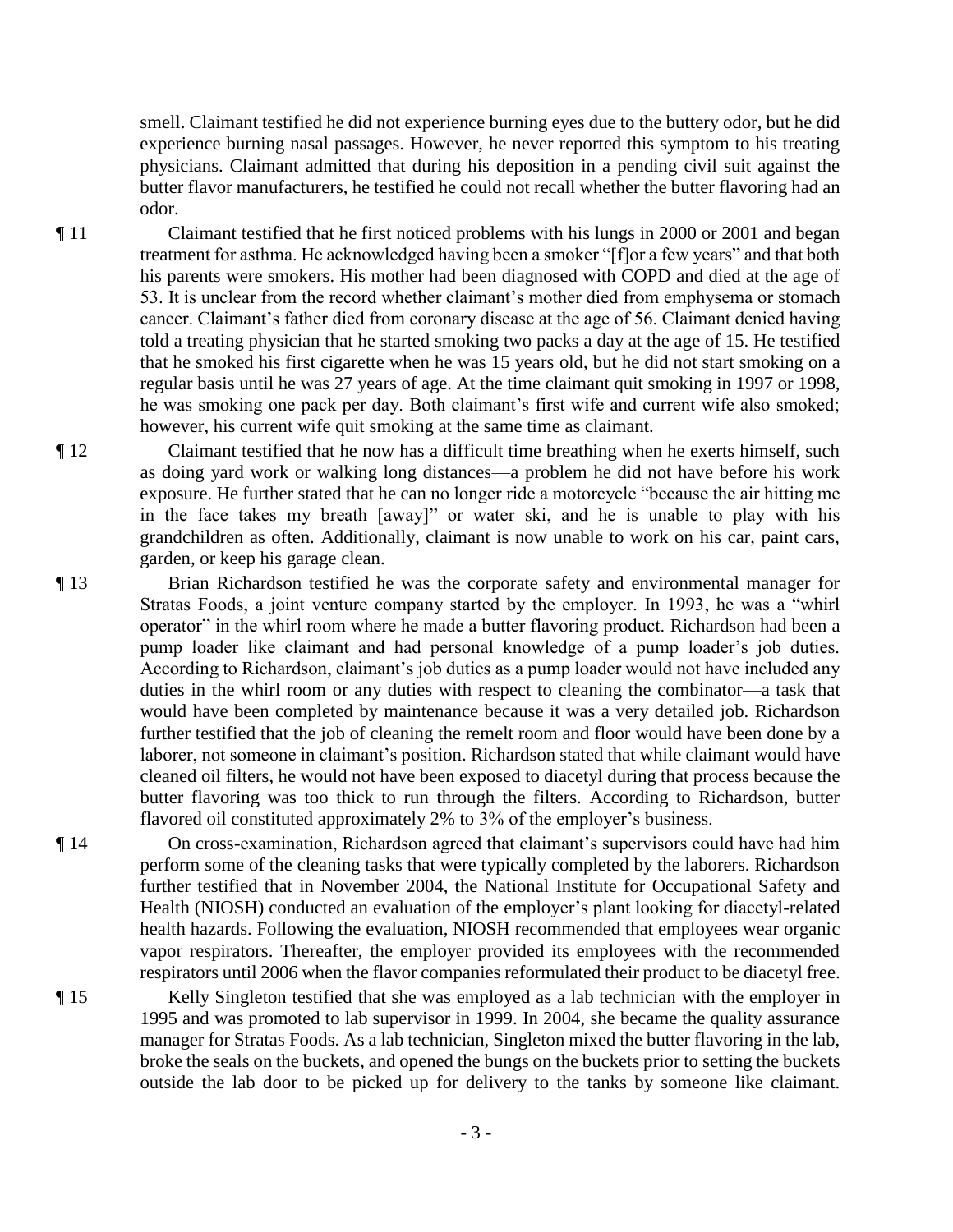smell. Claimant testified he did not experience burning eyes due to the buttery odor, but he did experience burning nasal passages. However, he never reported this symptom to his treating physicians. Claimant admitted that during his deposition in a pending civil suit against the butter flavor manufacturers, he testified he could not recall whether the butter flavoring had an odor.

¶ 11 Claimant testified that he first noticed problems with his lungs in 2000 or 2001 and began treatment for asthma. He acknowledged having been a smoker "[f]or a few years" and that both his parents were smokers. His mother had been diagnosed with COPD and died at the age of 53. It is unclear from the record whether claimant's mother died from emphysema or stomach cancer. Claimant's father died from coronary disease at the age of 56. Claimant denied having told a treating physician that he started smoking two packs a day at the age of 15. He testified that he smoked his first cigarette when he was 15 years old, but he did not start smoking on a regular basis until he was 27 years of age. At the time claimant quit smoking in 1997 or 1998, he was smoking one pack per day. Both claimant's first wife and current wife also smoked; however, his current wife quit smoking at the same time as claimant.

¶ 12 Claimant testified that he now has a difficult time breathing when he exerts himself, such as doing yard work or walking long distances—a problem he did not have before his work exposure. He further stated that he can no longer ride a motorcycle "because the air hitting me in the face takes my breath [away]" or water ski, and he is unable to play with his grandchildren as often. Additionally, claimant is now unable to work on his car, paint cars, garden, or keep his garage clean.

¶ 13 Brian Richardson testified he was the corporate safety and environmental manager for Stratas Foods, a joint venture company started by the employer. In 1993, he was a "whirl operator" in the whirl room where he made a butter flavoring product. Richardson had been a pump loader like claimant and had personal knowledge of a pump loader's job duties. According to Richardson, claimant's job duties as a pump loader would not have included any duties in the whirl room or any duties with respect to cleaning the combinator—a task that would have been completed by maintenance because it was a very detailed job. Richardson further testified that the job of cleaning the remelt room and floor would have been done by a laborer, not someone in claimant's position. Richardson stated that while claimant would have cleaned oil filters, he would not have been exposed to diacetyl during that process because the butter flavoring was too thick to run through the filters. According to Richardson, butter flavored oil constituted approximately 2% to 3% of the employer's business.

¶ 14 On cross-examination, Richardson agreed that claimant's supervisors could have had him perform some of the cleaning tasks that were typically completed by the laborers. Richardson further testified that in November 2004, the National Institute for Occupational Safety and Health (NIOSH) conducted an evaluation of the employer's plant looking for diacetyl-related health hazards. Following the evaluation, NIOSH recommended that employees wear organic vapor respirators. Thereafter, the employer provided its employees with the recommended respirators until 2006 when the flavor companies reformulated their product to be diacetyl free.

¶ 15 Kelly Singleton testified that she was employed as a lab technician with the employer in 1995 and was promoted to lab supervisor in 1999. In 2004, she became the quality assurance manager for Stratas Foods. As a lab technician, Singleton mixed the butter flavoring in the lab, broke the seals on the buckets, and opened the bungs on the buckets prior to setting the buckets outside the lab door to be picked up for delivery to the tanks by someone like claimant.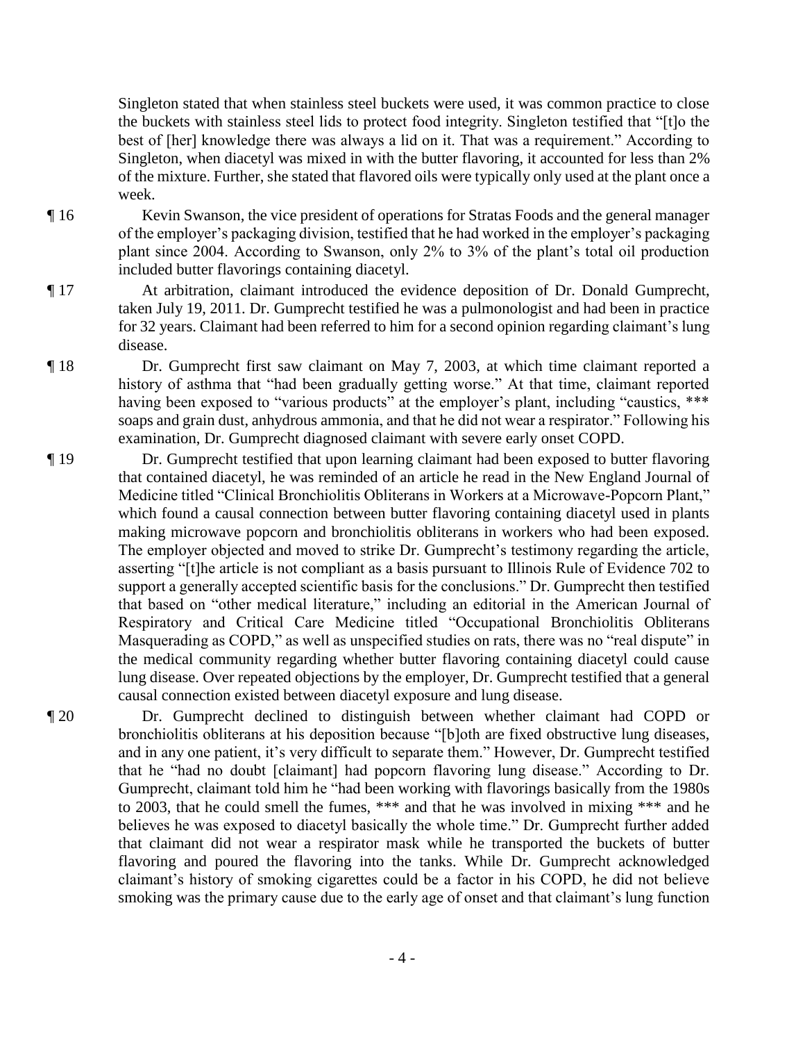Singleton stated that when stainless steel buckets were used, it was common practice to close the buckets with stainless steel lids to protect food integrity. Singleton testified that "[t]o the best of [her] knowledge there was always a lid on it. That was a requirement." According to Singleton, when diacetyl was mixed in with the butter flavoring, it accounted for less than 2% of the mixture. Further, she stated that flavored oils were typically only used at the plant once a week.

¶ 16 Kevin Swanson, the vice president of operations for Stratas Foods and the general manager of the employer's packaging division, testified that he had worked in the employer's packaging plant since 2004. According to Swanson, only 2% to 3% of the plant's total oil production included butter flavorings containing diacetyl.

¶ 17 At arbitration, claimant introduced the evidence deposition of Dr. Donald Gumprecht, taken July 19, 2011. Dr. Gumprecht testified he was a pulmonologist and had been in practice for 32 years. Claimant had been referred to him for a second opinion regarding claimant's lung disease.

¶ 18 Dr. Gumprecht first saw claimant on May 7, 2003, at which time claimant reported a history of asthma that "had been gradually getting worse." At that time, claimant reported having been exposed to "various products" at the employer's plant, including "caustics, *** soaps and grain dust, anhydrous ammonia, and that he did not wear a respirator." Following his examination, Dr. Gumprecht diagnosed claimant with severe early onset COPD.

¶ 19 Dr. Gumprecht testified that upon learning claimant had been exposed to butter flavoring that contained diacetyl, he was reminded of an article he read in the New England Journal of Medicine titled "Clinical Bronchiolitis Obliterans in Workers at a Microwave-Popcorn Plant," which found a causal connection between butter flavoring containing diacetyl used in plants making microwave popcorn and bronchiolitis obliterans in workers who had been exposed. The employer objected and moved to strike Dr. Gumprecht's testimony regarding the article, asserting "[t]he article is not compliant as a basis pursuant to Illinois Rule of Evidence 702 to support a generally accepted scientific basis for the conclusions." Dr. Gumprecht then testified that based on "other medical literature," including an editorial in the American Journal of Respiratory and Critical Care Medicine titled "Occupational Bronchiolitis Obliterans Masquerading as COPD," as well as unspecified studies on rats, there was no "real dispute" in the medical community regarding whether butter flavoring containing diacetyl could cause lung disease. Over repeated objections by the employer, Dr. Gumprecht testified that a general causal connection existed between diacetyl exposure and lung disease.

¶ 20 Dr. Gumprecht declined to distinguish between whether claimant had COPD or bronchiolitis obliterans at his deposition because "[b]oth are fixed obstructive lung diseases, and in any one patient, it's very difficult to separate them." However, Dr. Gumprecht testified that he "had no doubt [claimant] had popcorn flavoring lung disease." According to Dr. Gumprecht, claimant told him he "had been working with flavorings basically from the 1980s to 2003, that he could smell the fumes, *** and that he was involved in mixing *** and he believes he was exposed to diacetyl basically the whole time." Dr. Gumprecht further added that claimant did not wear a respirator mask while he transported the buckets of butter flavoring and poured the flavoring into the tanks. While Dr. Gumprecht acknowledged claimant's history of smoking cigarettes could be a factor in his COPD, he did not believe smoking was the primary cause due to the early age of onset and that claimant's lung function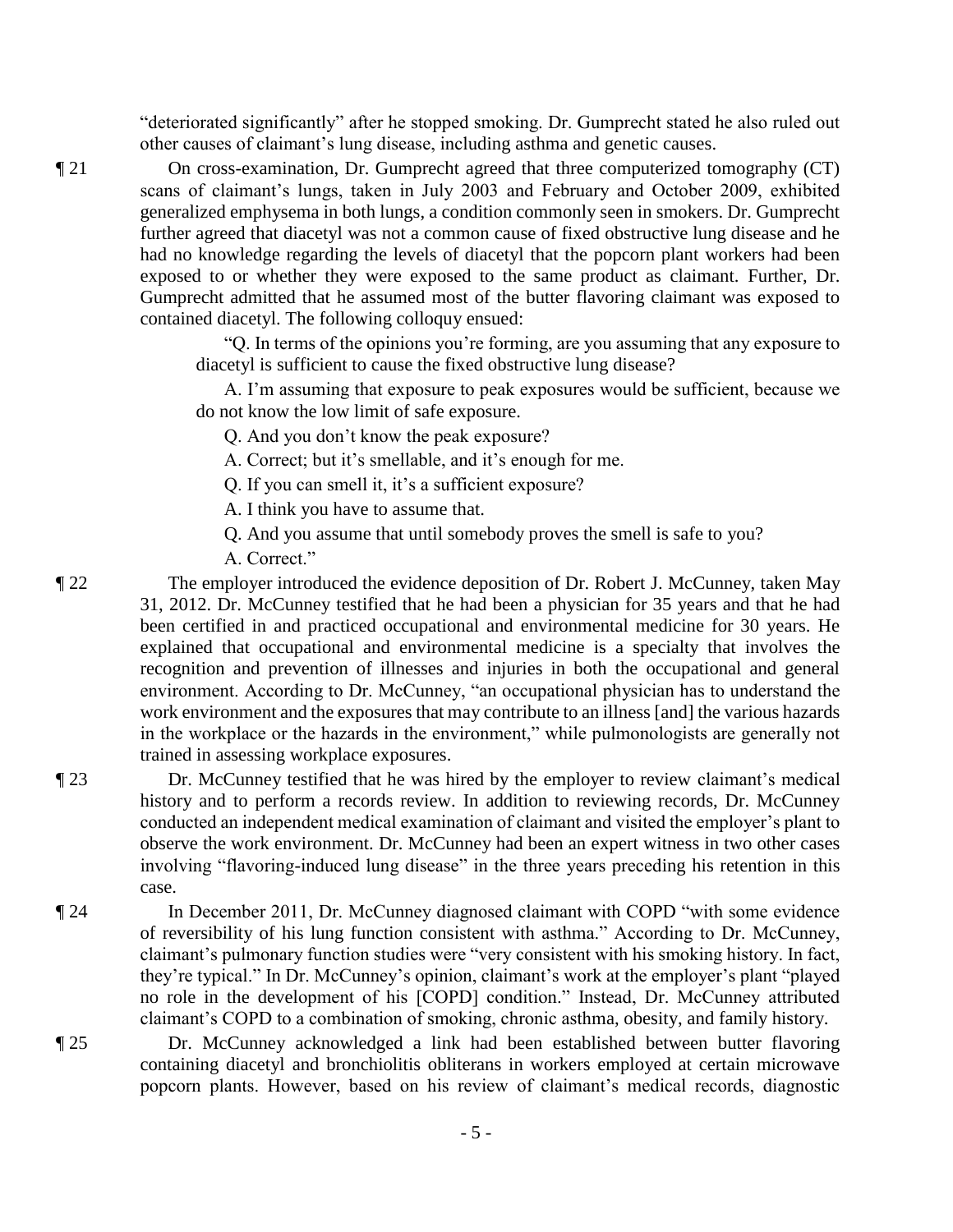"deteriorated significantly" after he stopped smoking. Dr. Gumprecht stated he also ruled out other causes of claimant's lung disease, including asthma and genetic causes.

¶ 21 On cross-examination, Dr. Gumprecht agreed that three computerized tomography (CT) scans of claimant's lungs, taken in July 2003 and February and October 2009, exhibited generalized emphysema in both lungs, a condition commonly seen in smokers. Dr. Gumprecht further agreed that diacetyl was not a common cause of fixed obstructive lung disease and he had no knowledge regarding the levels of diacetyl that the popcorn plant workers had been exposed to or whether they were exposed to the same product as claimant. Further, Dr. Gumprecht admitted that he assumed most of the butter flavoring claimant was exposed to contained diacetyl. The following colloquy ensued:

> "Q. In terms of the opinions you're forming, are you assuming that any exposure to diacetyl is sufficient to cause the fixed obstructive lung disease?
>
> A. I'm assuming that exposure to peak exposures would be sufficient, because we do not know the low limit of safe exposure.
>
> Q. And you don't know the peak exposure?
>
> A. Correct; but it's smellable, and it's enough for me.
>
> Q. If you can smell it, it's a sufficient exposure?
>
> A. I think you have to assume that.
>
> Q. And you assume that until somebody proves the smell is safe to you?
>
> A. Correct."

¶ 22 The employer introduced the evidence deposition of Dr. Robert J. McCunney, taken May 31, 2012. Dr. McCunney testified that he had been a physician for 35 years and that he had been certified in and practiced occupational and environmental medicine for 30 years. He explained that occupational and environmental medicine is a specialty that involves the recognition and prevention of illnesses and injuries in both the occupational and general environment. According to Dr. McCunney, "an occupational physician has to understand the work environment and the exposures that may contribute to an illness [and] the various hazards in the workplace or the hazards in the environment," while pulmonologists are generally not trained in assessing workplace exposures.

¶ 23 Dr. McCunney testified that he was hired by the employer to review claimant's medical history and to perform a records review. In addition to reviewing records, Dr. McCunney conducted an independent medical examination of claimant and visited the employer's plant to observe the work environment. Dr. McCunney had been an expert witness in two other cases involving "flavoring-induced lung disease" in the three years preceding his retention in this case.

¶ 24 In December 2011, Dr. McCunney diagnosed claimant with COPD "with some evidence of reversibility of his lung function consistent with asthma." According to Dr. McCunney, claimant's pulmonary function studies were "very consistent with his smoking history. In fact, they're typical." In Dr. McCunney's opinion, claimant's work at the employer's plant "played no role in the development of his [COPD] condition." Instead, Dr. McCunney attributed claimant's COPD to a combination of smoking, chronic asthma, obesity, and family history.

¶ 25 Dr. McCunney acknowledged a link had been established between butter flavoring containing diacetyl and bronchiolitis obliterans in workers employed at certain microwave popcorn plants. However, based on his review of claimant's medical records, diagnostic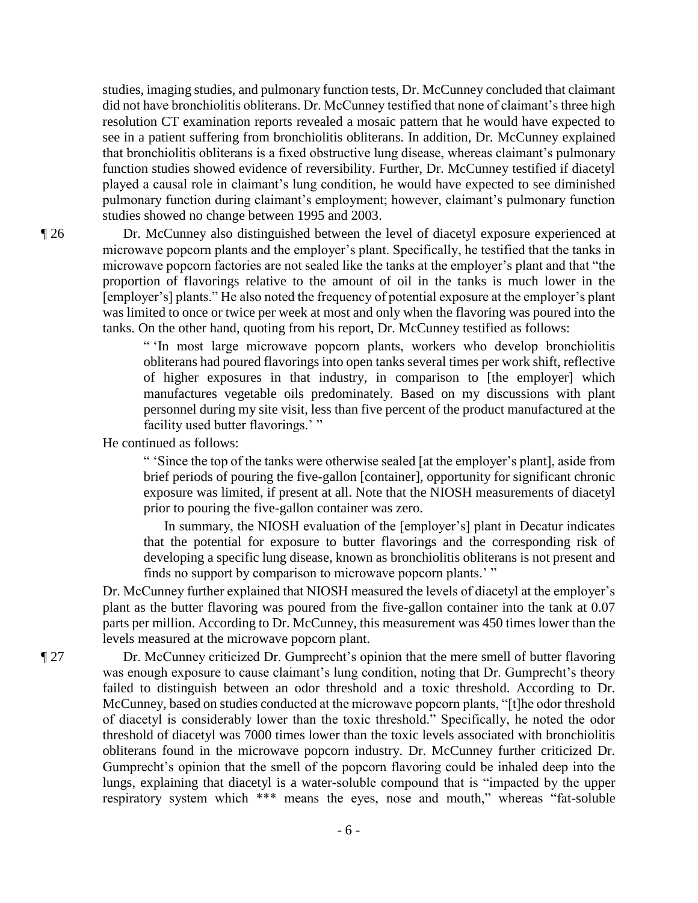studies, imaging studies, and pulmonary function tests, Dr. McCunney concluded that claimant did not have bronchiolitis obliterans. Dr. McCunney testified that none of claimant's three high resolution CT examination reports revealed a mosaic pattern that he would have expected to see in a patient suffering from bronchiolitis obliterans. In addition, Dr. McCunney explained that bronchiolitis obliterans is a fixed obstructive lung disease, whereas claimant's pulmonary function studies showed evidence of reversibility. Further, Dr. McCunney testified if diacetyl played a causal role in claimant's lung condition, he would have expected to see diminished pulmonary function during claimant's employment; however, claimant's pulmonary function studies showed no change between 1995 and 2003.

¶ 26 Dr. McCunney also distinguished between the level of diacetyl exposure experienced at microwave popcorn plants and the employer's plant. Specifically, he testified that the tanks in microwave popcorn factories are not sealed like the tanks at the employer's plant and that "the proportion of flavorings relative to the amount of oil in the tanks is much lower in the [employer's] plants." He also noted the frequency of potential exposure at the employer's plant was limited to once or twice per week at most and only when the flavoring was poured into the tanks. On the other hand, quoting from his report, Dr. McCunney testified as follows:

> " 'In most large microwave popcorn plants, workers who develop bronchiolitis obliterans had poured flavorings into open tanks several times per work shift, reflective of higher exposures in that industry, in comparison to [the employer] which manufactures vegetable oils predominately. Based on my discussions with plant personnel during my site visit, less than five percent of the product manufactured at the facility used butter flavorings.' "

He continued as follows:

> " 'Since the top of the tanks were otherwise sealed [at the employer's plant], aside from brief periods of pouring the five-gallon [container], opportunity for significant chronic exposure was limited, if present at all. Note that the NIOSH measurements of diacetyl prior to pouring the five-gallon container was zero.
>
> In summary, the NIOSH evaluation of the [employer's] plant in Decatur indicates that the potential for exposure to butter flavorings and the corresponding risk of developing a specific lung disease, known as bronchiolitis obliterans is not present and finds no support by comparison to microwave popcorn plants.' "

Dr. McCunney further explained that NIOSH measured the levels of diacetyl at the employer's plant as the butter flavoring was poured from the five-gallon container into the tank at 0.07 parts per million. According to Dr. McCunney, this measurement was 450 times lower than the levels measured at the microwave popcorn plant.

¶ 27 Dr. McCunney criticized Dr. Gumprecht's opinion that the mere smell of butter flavoring was enough exposure to cause claimant's lung condition, noting that Dr. Gumprecht's theory failed to distinguish between an odor threshold and a toxic threshold. According to Dr. McCunney, based on studies conducted at the microwave popcorn plants, "[t]he odor threshold of diacetyl is considerably lower than the toxic threshold." Specifically, he noted the odor threshold of diacetyl was 7000 times lower than the toxic levels associated with bronchiolitis obliterans found in the microwave popcorn industry. Dr. McCunney further criticized Dr. Gumprecht's opinion that the smell of the popcorn flavoring could be inhaled deep into the lungs, explaining that diacetyl is a water-soluble compound that is "impacted by the upper respiratory system which *** means the eyes, nose and mouth," whereas "fat-soluble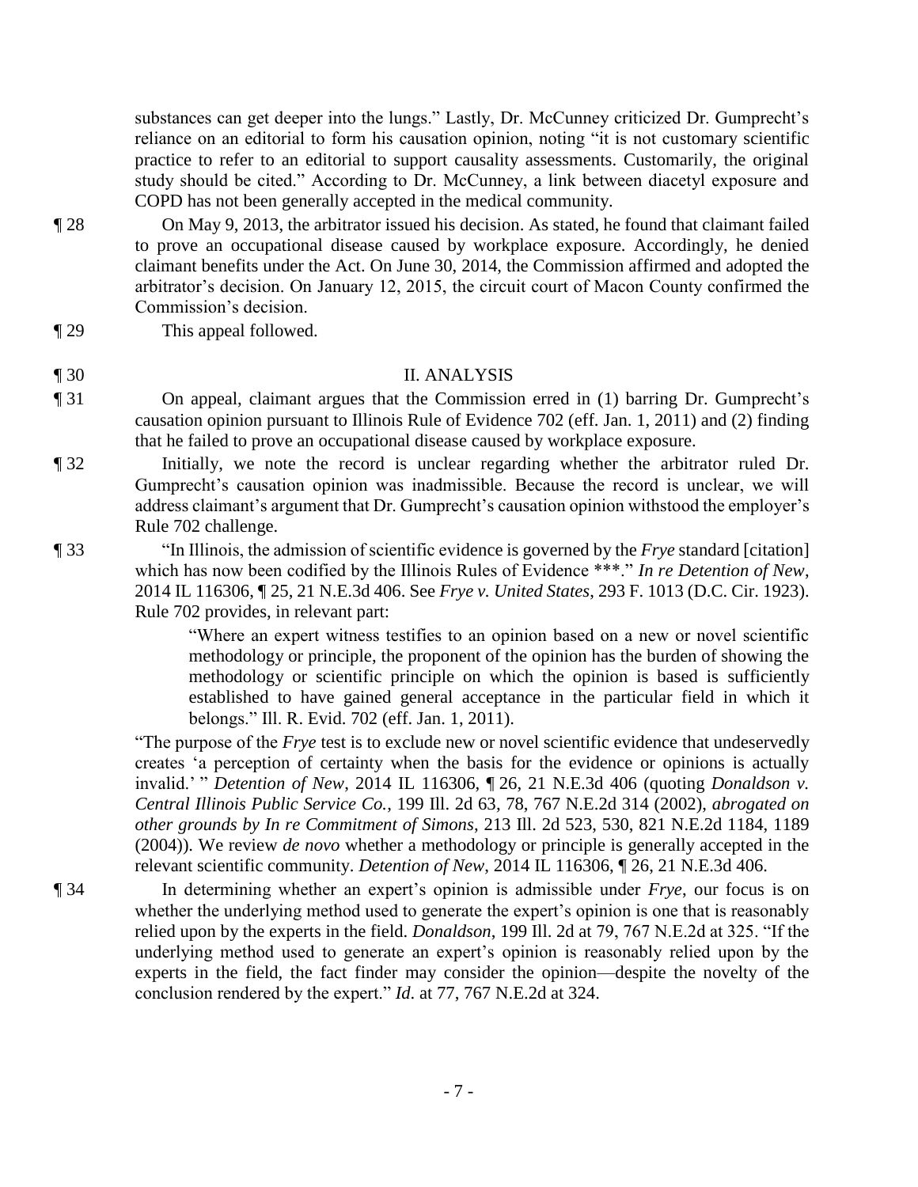substances can get deeper into the lungs." Lastly, Dr. McCunney criticized Dr. Gumprecht's reliance on an editorial to form his causation opinion, noting "it is not customary scientific practice to refer to an editorial to support causality assessments. Customarily, the original study should be cited." According to Dr. McCunney, a link between diacetyl exposure and COPD has not been generally accepted in the medical community.

¶ 28 On May 9, 2013, the arbitrator issued his decision. As stated, he found that claimant failed to prove an occupational disease caused by workplace exposure. Accordingly, he denied claimant benefits under the Act. On June 30, 2014, the Commission affirmed and adopted the arbitrator's decision. On January 12, 2015, the circuit court of Macon County confirmed the Commission's decision.

¶ 29 This appeal followed.

## ¶ 30 II. ANALYSIS

¶ 31 On appeal, claimant argues that the Commission erred in (1) barring Dr. Gumprecht's causation opinion pursuant to Illinois Rule of Evidence 702 (eff. Jan. 1, 2011) and (2) finding that he failed to prove an occupational disease caused by workplace exposure.

¶ 32 Initially, we note the record is unclear regarding whether the arbitrator ruled Dr. Gumprecht's causation opinion was inadmissible. Because the record is unclear, we will address claimant's argument that Dr. Gumprecht's causation opinion withstood the employer's Rule 702 challenge.

¶ 33 "In Illinois, the admission of scientific evidence is governed by the *Frye* standard [citation] which has now been codified by the Illinois Rules of Evidence ***." *In re Detention of New*, 2014 IL 116306, ¶ 25, 21 N.E.3d 406. See *Frye v. United States*, 293 F. 1013 (D.C. Cir. 1923). Rule 702 provides, in relevant part:

> "Where an expert witness testifies to an opinion based on a new or novel scientific methodology or principle, the proponent of the opinion has the burden of showing the methodology or scientific principle on which the opinion is based is sufficiently established to have gained general acceptance in the particular field in which it belongs." Ill. R. Evid. 702 (eff. Jan. 1, 2011).

"The purpose of the *Frye* test is to exclude new or novel scientific evidence that undeservedly creates 'a perception of certainty when the basis for the evidence or opinions is actually invalid.' " *Detention of New*, 2014 IL 116306, ¶ 26, 21 N.E.3d 406 (quoting *Donaldson v. Central Illinois Public Service Co.*, 199 Ill. 2d 63, 78, 767 N.E.2d 314 (2002), *abrogated on other grounds by In re Commitment of Simons*, 213 Ill. 2d 523, 530, 821 N.E.2d 1184, 1189 (2004)). We review *de novo* whether a methodology or principle is generally accepted in the relevant scientific community. *Detention of New*, 2014 IL 116306, ¶ 26, 21 N.E.3d 406.

¶ 34 In determining whether an expert's opinion is admissible under *Frye*, our focus is on whether the underlying method used to generate the expert's opinion is one that is reasonably relied upon by the experts in the field. *Donaldson*, 199 Ill. 2d at 79, 767 N.E.2d at 325. "If the underlying method used to generate an expert's opinion is reasonably relied upon by the experts in the field, the fact finder may consider the opinion—despite the novelty of the conclusion rendered by the expert." *Id.* at 77, 767 N.E.2d at 324.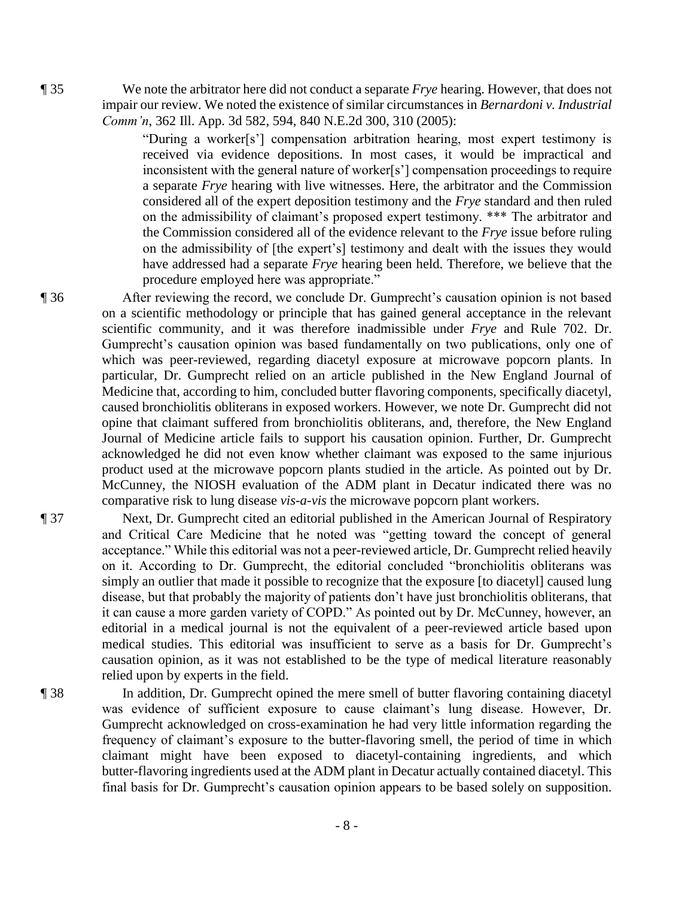¶ 35 We note the arbitrator here did not conduct a separate *Frye* hearing. However, that does not impair our review. We noted the existence of similar circumstances in *Bernardoni v. Industrial Comm'n*, 362 Ill. App. 3d 582, 594, 840 N.E.2d 300, 310 (2005):

> "During a worker[s'] compensation arbitration hearing, most expert testimony is received via evidence depositions. In most cases, it would be impractical and inconsistent with the general nature of worker[s'] compensation proceedings to require a separate *Frye* hearing with live witnesses. Here, the arbitrator and the Commission considered all of the expert deposition testimony and the *Frye* standard and then ruled on the admissibility of claimant's proposed expert testimony. *** The arbitrator and the Commission considered all of the evidence relevant to the *Frye* issue before ruling on the admissibility of [the expert's] testimony and dealt with the issues they would have addressed had a separate *Frye* hearing been held. Therefore, we believe that the procedure employed here was appropriate."

¶ 36 After reviewing the record, we conclude Dr. Gumprecht's causation opinion is not based on a scientific methodology or principle that has gained general acceptance in the relevant scientific community, and it was therefore inadmissible under *Frye* and Rule 702. Dr. Gumprecht's causation opinion was based fundamentally on two publications, only one of which was peer-reviewed, regarding diacetyl exposure at microwave popcorn plants. In particular, Dr. Gumprecht relied on an article published in the New England Journal of Medicine that, according to him, concluded butter flavoring components, specifically diacetyl, caused bronchiolitis obliterans in exposed workers. However, we note Dr. Gumprecht did not opine that claimant suffered from bronchiolitis obliterans, and, therefore, the New England Journal of Medicine article fails to support his causation opinion. Further, Dr. Gumprecht acknowledged he did not even know whether claimant was exposed to the same injurious product used at the microwave popcorn plants studied in the article. As pointed out by Dr. McCunney, the NIOSH evaluation of the ADM plant in Decatur indicated there was no comparative risk to lung disease *vis-a-vis* the microwave popcorn plant workers.

¶ 37 Next, Dr. Gumprecht cited an editorial published in the American Journal of Respiratory and Critical Care Medicine that he noted was "getting toward the concept of general acceptance." While this editorial was not a peer-reviewed article, Dr. Gumprecht relied heavily on it. According to Dr. Gumprecht, the editorial concluded "bronchiolitis obliterans was simply an outlier that made it possible to recognize that the exposure [to diacetyl] caused lung disease, but that probably the majority of patients don't have just bronchiolitis obliterans, that it can cause a more garden variety of COPD." As pointed out by Dr. McCunney, however, an editorial in a medical journal is not the equivalent of a peer-reviewed article based upon medical studies. This editorial was insufficient to serve as a basis for Dr. Gumprecht's causation opinion, as it was not established to be the type of medical literature reasonably relied upon by experts in the field.

¶ 38 In addition, Dr. Gumprecht opined the mere smell of butter flavoring containing diacetyl was evidence of sufficient exposure to cause claimant's lung disease. However, Dr. Gumprecht acknowledged on cross-examination he had very little information regarding the frequency of claimant's exposure to the butter-flavoring smell, the period of time in which claimant might have been exposed to diacetyl-containing ingredients, and which butter-flavoring ingredients used at the ADM plant in Decatur actually contained diacetyl. This final basis for Dr. Gumprecht's causation opinion appears to be based solely on supposition.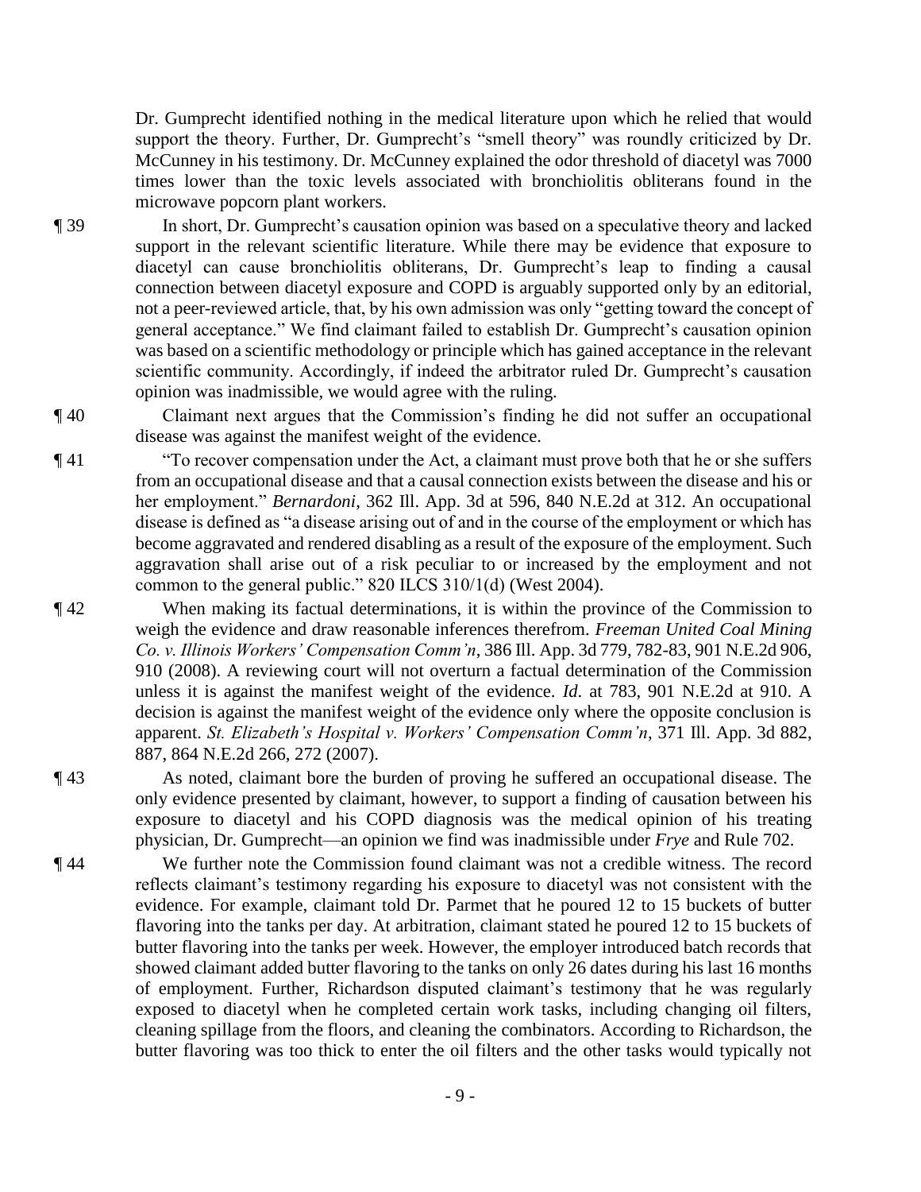Dr. Gumprecht identified nothing in the medical literature upon which he relied that would support the theory. Further, Dr. Gumprecht's "smell theory" was roundly criticized by Dr. McCunney in his testimony. Dr. McCunney explained the odor threshold of diacetyl was 7000 times lower than the toxic levels associated with bronchiolitis obliterans found in the microwave popcorn plant workers.

¶ 39 In short, Dr. Gumprecht's causation opinion was based on a speculative theory and lacked support in the relevant scientific literature. While there may be evidence that exposure to diacetyl can cause bronchiolitis obliterans, Dr. Gumprecht's leap to finding a causal connection between diacetyl exposure and COPD is arguably supported only by an editorial, not a peer-reviewed article, that, by his own admission was only "getting toward the concept of general acceptance." We find claimant failed to establish Dr. Gumprecht's causation opinion was based on a scientific methodology or principle which has gained acceptance in the relevant scientific community. Accordingly, if indeed the arbitrator ruled Dr. Gumprecht's causation opinion was inadmissible, we would agree with the ruling.

¶ 40 Claimant next argues that the Commission's finding he did not suffer an occupational disease was against the manifest weight of the evidence.

¶ 41 "To recover compensation under the Act, a claimant must prove both that he or she suffers from an occupational disease and that a causal connection exists between the disease and his or her employment." *Bernardoni*, 362 Ill. App. 3d at 596, 840 N.E.2d at 312. An occupational disease is defined as "a disease arising out of and in the course of the employment or which has become aggravated and rendered disabling as a result of the exposure of the employment. Such aggravation shall arise out of a risk peculiar to or increased by the employment and not common to the general public." 820 ILCS 310/1(d) (West 2004).

¶ 42 When making its factual determinations, it is within the province of the Commission to weigh the evidence and draw reasonable inferences therefrom. *Freeman United Coal Mining Co. v. Illinois Workers' Compensation Comm'n*, 386 Ill. App. 3d 779, 782-83, 901 N.E.2d 906, 910 (2008). A reviewing court will not overturn a factual determination of the Commission unless it is against the manifest weight of the evidence. *Id.* at 783, 901 N.E.2d at 910. A decision is against the manifest weight of the evidence only where the opposite conclusion is apparent. *St. Elizabeth's Hospital v. Workers' Compensation Comm'n*, 371 Ill. App. 3d 882, 887, 864 N.E.2d 266, 272 (2007).

¶ 43 As noted, claimant bore the burden of proving he suffered an occupational disease. The only evidence presented by claimant, however, to support a finding of causation between his exposure to diacetyl and his COPD diagnosis was the medical opinion of his treating physician, Dr. Gumprecht—an opinion we find was inadmissible under *Frye* and Rule 702.

¶ 44 We further note the Commission found claimant was not a credible witness. The record reflects claimant's testimony regarding his exposure to diacetyl was not consistent with the evidence. For example, claimant told Dr. Parmet that he poured 12 to 15 buckets of butter flavoring into the tanks per day. At arbitration, claimant stated he poured 12 to 15 buckets of butter flavoring into the tanks per week. However, the employer introduced batch records that showed claimant added butter flavoring to the tanks on only 26 dates during his last 16 months of employment. Further, Richardson disputed claimant's testimony that he was regularly exposed to diacetyl when he completed certain work tasks, including changing oil filters, cleaning spillage from the floors, and cleaning the combinators. According to Richardson, the butter flavoring was too thick to enter the oil filters and the other tasks would typically not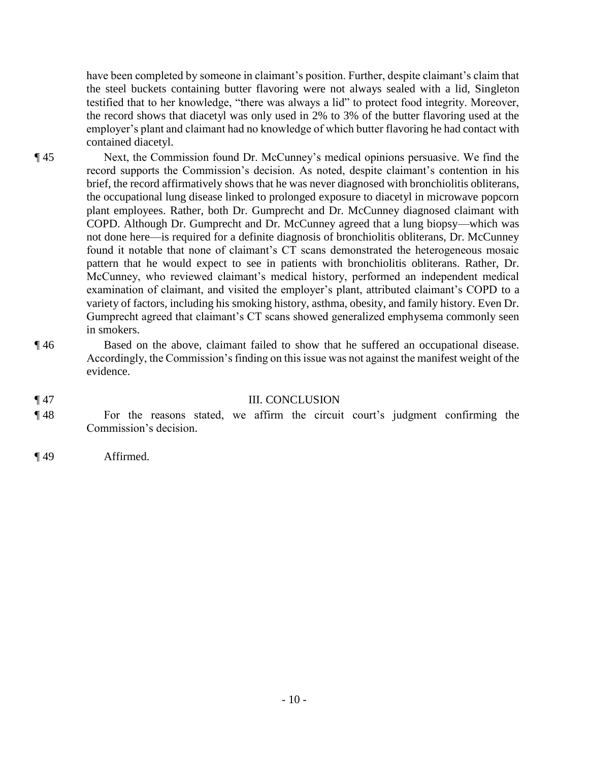have been completed by someone in claimant's position. Further, despite claimant's claim that the steel buckets containing butter flavoring were not always sealed with a lid, Singleton testified that to her knowledge, "there was always a lid" to protect food integrity. Moreover, the record shows that diacetyl was only used in 2% to 3% of the butter flavoring used at the employer's plant and claimant had no knowledge of which butter flavoring he had contact with contained diacetyl.

¶ 45 Next, the Commission found Dr. McCunney's medical opinions persuasive. We find the record supports the Commission's decision. As noted, despite claimant's contention in his brief, the record affirmatively shows that he was never diagnosed with bronchiolitis obliterans, the occupational lung disease linked to prolonged exposure to diacetyl in microwave popcorn plant employees. Rather, both Dr. Gumprecht and Dr. McCunney diagnosed claimant with COPD. Although Dr. Gumprecht and Dr. McCunney agreed that a lung biopsy—which was not done here—is required for a definite diagnosis of bronchiolitis obliterans, Dr. McCunney found it notable that none of claimant's CT scans demonstrated the heterogeneous mosaic pattern that he would expect to see in patients with bronchiolitis obliterans. Rather, Dr. McCunney, who reviewed claimant's medical history, performed an independent medical examination of claimant, and visited the employer's plant, attributed claimant's COPD to a variety of factors, including his smoking history, asthma, obesity, and family history. Even Dr. Gumprecht agreed that claimant's CT scans showed generalized emphysema commonly seen in smokers.

¶ 46 Based on the above, claimant failed to show that he suffered an occupational disease. Accordingly, the Commission's finding on this issue was not against the manifest weight of the evidence.

## ¶ 47 III. CONCLUSION

¶ 48 For the reasons stated, we affirm the circuit court's judgment confirming the Commission's decision.

¶ 49 Affirmed.